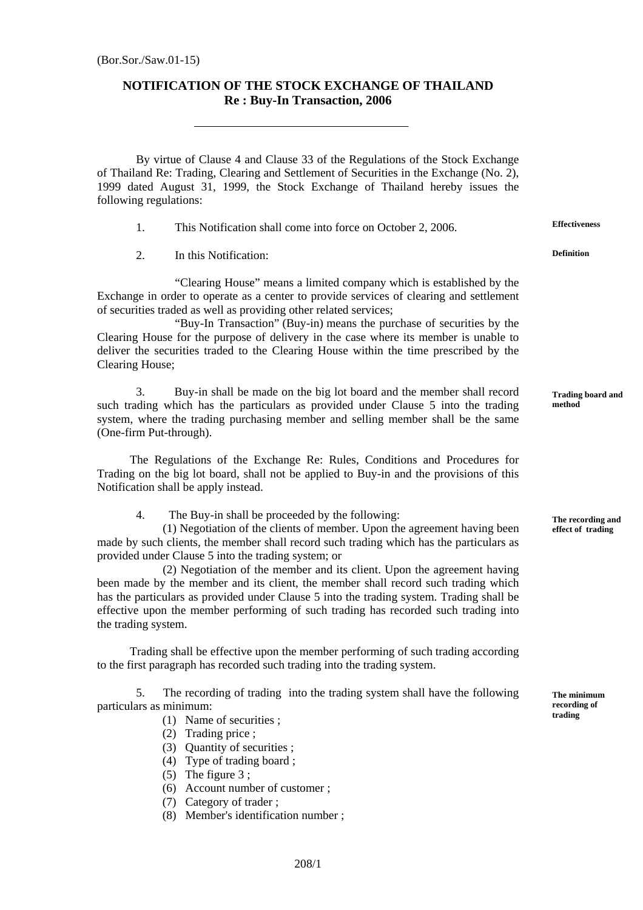(Bor.Sor./Saw.01-15)

# NOTIFICATION OF THE STOCK EXCHANGE OF THAILAND
## Re : Buy-In Transaction, 2006

---

By virtue of Clause 4 and Clause 33 of the Regulations of the Stock Exchange of Thailand Re: Trading, Clearing and Settlement of Securities in the Exchange (No. 2), 1999 dated August 31, 1999, the Stock Exchange of Thailand hereby issues the following regulations:

**Effectiveness**

1. This Notification shall come into force on October 2, 2006.

**Definition**

2. In this Notification:

"Clearing House" means a limited company which is established by the Exchange in order to operate as a center to provide services of clearing and settlement of securities traded as well as providing other related services;

"Buy-In Transaction" (Buy-in) means the purchase of securities by the Clearing House for the purpose of delivery in the case where its member is unable to deliver the securities traded to the Clearing House within the time prescribed by the Clearing House;

**Trading board and method**

3. Buy-in shall be made on the big lot board and the member shall record such trading which has the particulars as provided under Clause 5 into the trading system, where the trading purchasing member and selling member shall be the same (One-firm Put-through).

The Regulations of the Exchange Re: Rules, Conditions and Procedures for Trading on the big lot board, shall not be applied to Buy-in and the provisions of this Notification shall be apply instead.

**The recording and effect of trading**

4. The Buy-in shall be proceeded by the following:

(1) Negotiation of the clients of member. Upon the agreement having been made by such clients, the member shall record such trading which has the particulars as provided under Clause 5 into the trading system; or

(2) Negotiation of the member and its client. Upon the agreement having been made by the member and its client, the member shall record such trading which has the particulars as provided under Clause 5 into the trading system. Trading shall be effective upon the member performing of such trading has recorded such trading into the trading system.

Trading shall be effective upon the member performing of such trading according to the first paragraph has recorded such trading into the trading system.

**The minimum recording of trading**

5. The recording of trading into the trading system shall have the following particulars as minimum:

(1) Name of securities ;
(2) Trading price ;
(3) Quantity of securities ;
(4) Type of trading board ;
(5) The figure 3 ;
(6) Account number of customer ;
(7) Category of trader ;
(8) Member's identification number ;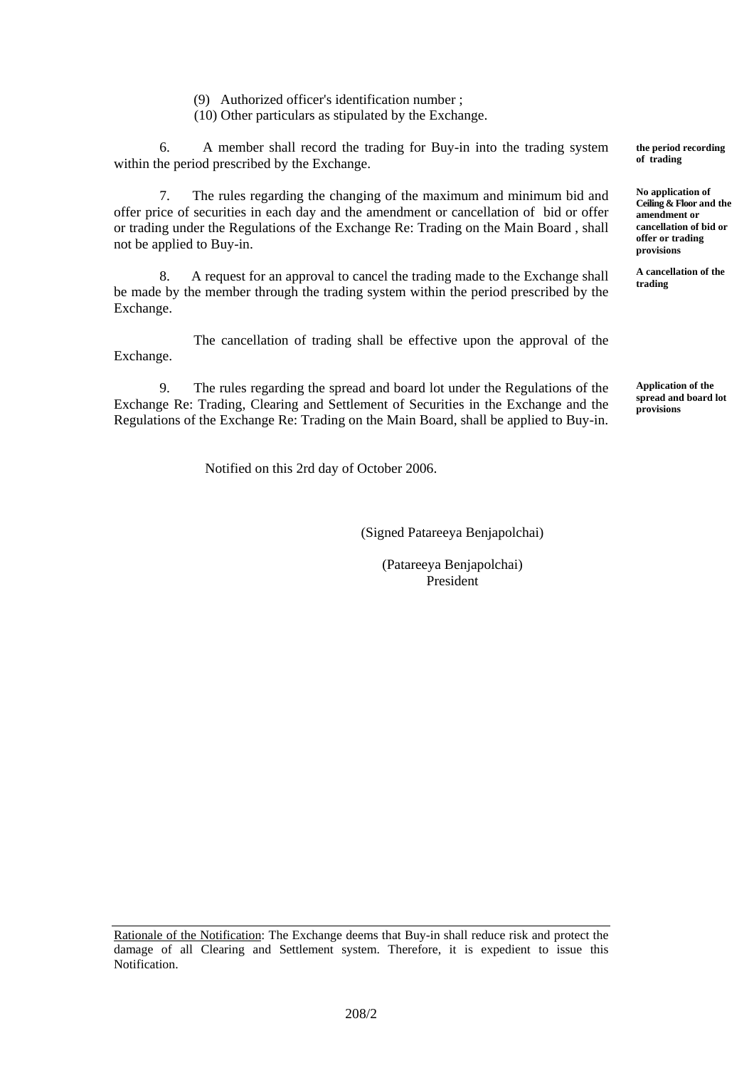(9) Authorized officer's identification number ;

(10) Other particulars as stipulated by the Exchange.

**the period recording of trading**

6. A member shall record the trading for Buy-in into the trading system within the period prescribed by the Exchange.

**No application of Ceiling & Floor and the amendment or cancellation of bid or offer or trading provisions**

7. The rules regarding the changing of the maximum and minimum bid and offer price of securities in each day and the amendment or cancellation of bid or offer or trading under the Regulations of the Exchange Re: Trading on the Main Board , shall not be applied to Buy-in.

**A cancellation of the trading**

8. A request for an approval to cancel the trading made to the Exchange shall be made by the member through the trading system within the period prescribed by the Exchange.

The cancellation of trading shall be effective upon the approval of the Exchange.

**Application of the spread and board lot provisions**

9. The rules regarding the spread and board lot under the Regulations of the Exchange Re: Trading, Clearing and Settlement of Securities in the Exchange and the Regulations of the Exchange Re: Trading on the Main Board, shall be applied to Buy-in.

Notified on this 2rd day of October 2006.

(Signed Patareeya Benjapolchai)

(Patareeya Benjapolchai)
President

---

Rationale of the Notification: The Exchange deems that Buy-in shall reduce risk and protect the damage of all Clearing and Settlement system. Therefore, it is expedient to issue this Notification.